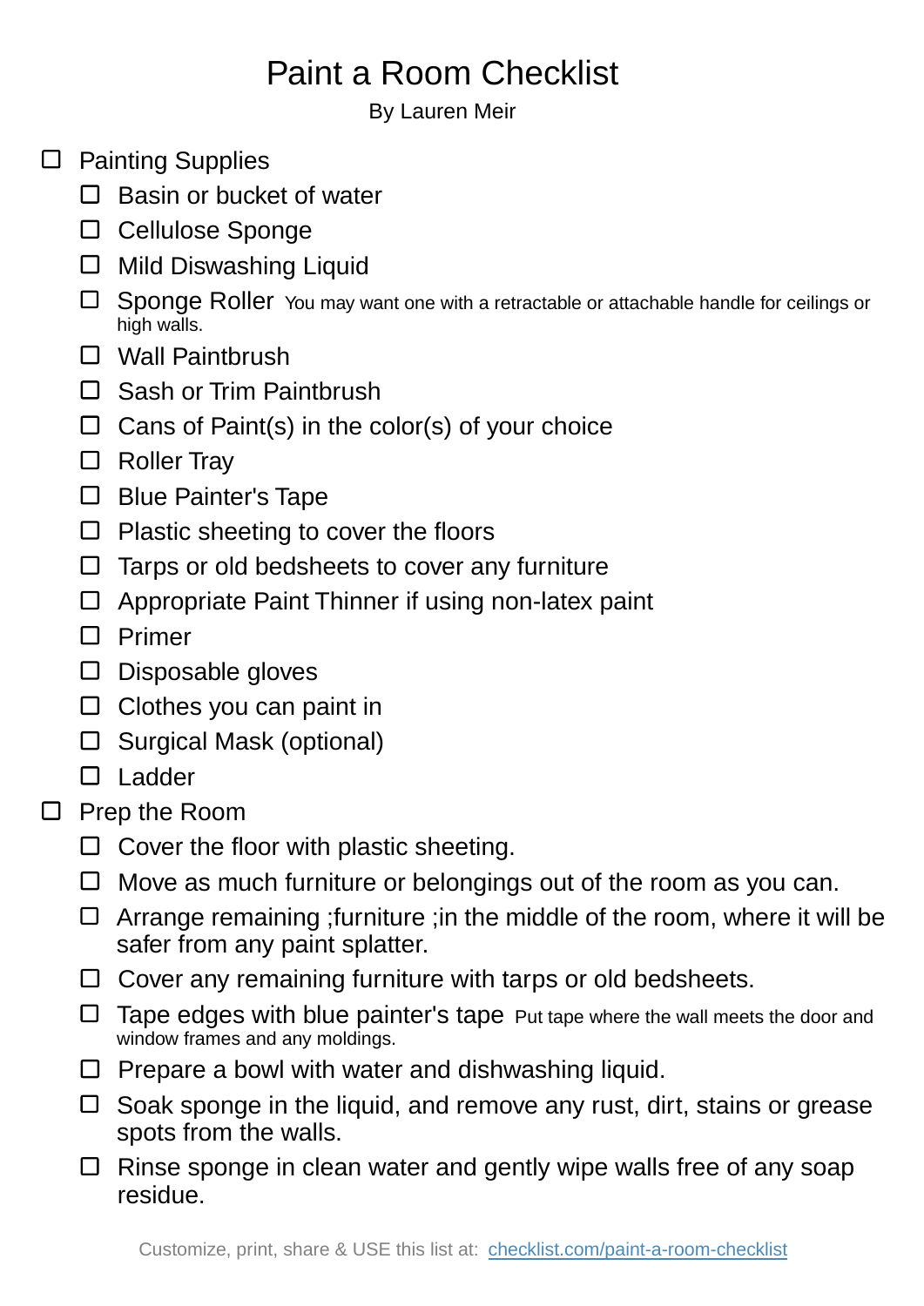# Paint a Room Checklist

By Lauren Meir

- [ ] Painting Supplies
  - [ ] Basin or bucket of water
  - [ ] Cellulose Sponge
  - [ ] Mild Diswashing Liquid
  - [ ] Sponge Roller You may want one with a retractable or attachable handle for ceilings or high walls.
  - [ ] Wall Paintbrush
  - [ ] Sash or Trim Paintbrush
  - [ ] Cans of Paint(s) in the color(s) of your choice
  - [ ] Roller Tray
  - [ ] Blue Painter's Tape
  - [ ] Plastic sheeting to cover the floors
  - [ ] Tarps or old bedsheets to cover any furniture
  - [ ] Appropriate Paint Thinner if using non-latex paint
  - [ ] Primer
  - [ ] Disposable gloves
  - [ ] Clothes you can paint in
  - [ ] Surgical Mask (optional)
  - [ ] Ladder
- [ ] Prep the Room
  - [ ] Cover the floor with plastic sheeting.
  - [ ] Move as much furniture or belongings out of the room as you can.
  - [ ] Arrange remaining ;furniture ;in the middle of the room, where it will be safer from any paint splatter.
  - [ ] Cover any remaining furniture with tarps or old bedsheets.
  - [ ] Tape edges with blue painter's tape Put tape where the wall meets the door and window frames and any moldings.
  - [ ] Prepare a bowl with water and dishwashing liquid.
  - [ ] Soak sponge in the liquid, and remove any rust, dirt, stains or grease spots from the walls.
  - [ ] Rinse sponge in clean water and gently wipe walls free of any soap residue.

Customize, print, share & USE this list at: checklist.com/paint-a-room-checklist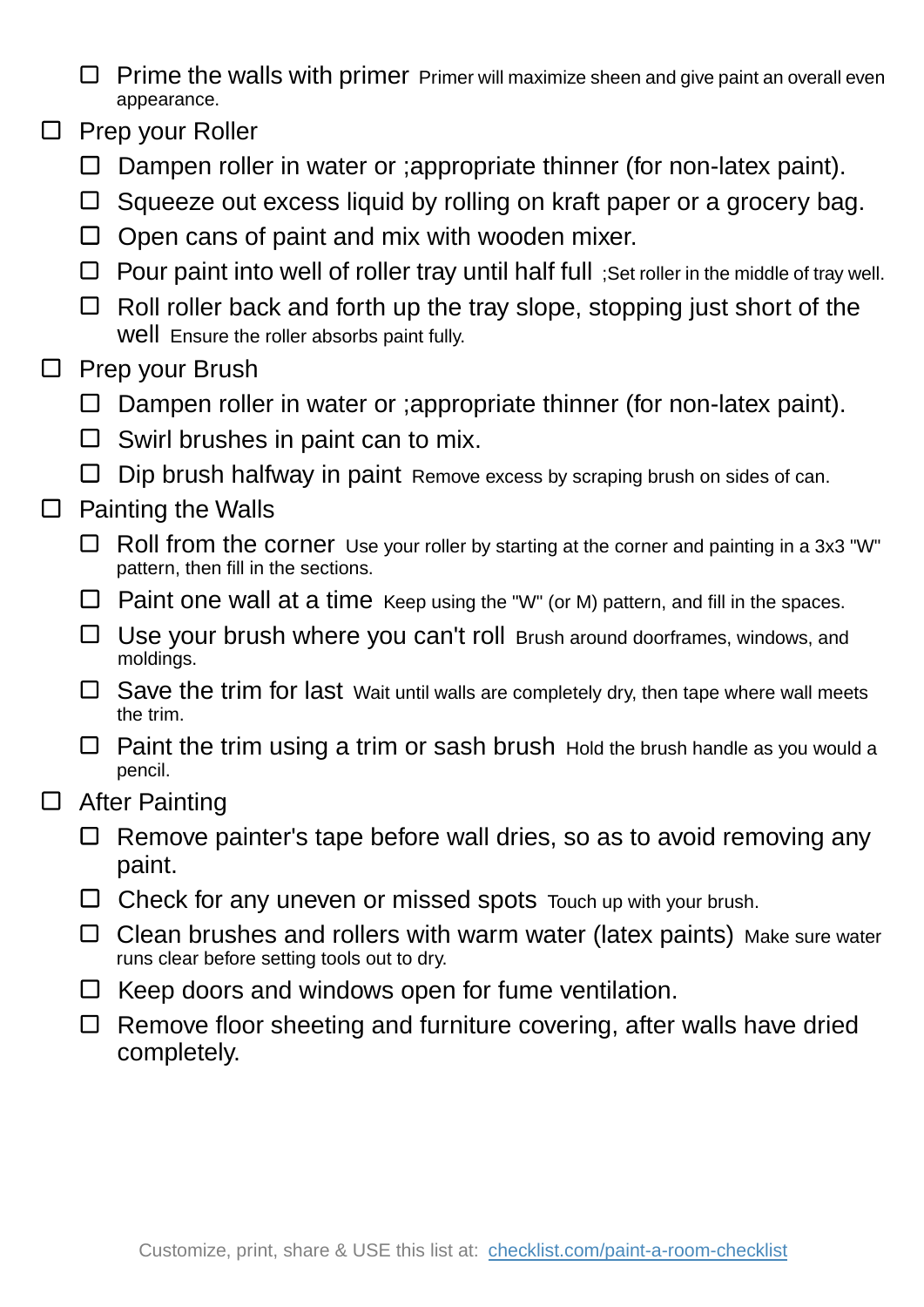- [ ] Prime the walls with primer Primer will maximize sheen and give paint an overall even appearance.

- [ ] Prep your Roller
  - [ ] Dampen roller in water or ;appropriate thinner (for non-latex paint).
  - [ ] Squeeze out excess liquid by rolling on kraft paper or a grocery bag.
  - [ ] Open cans of paint and mix with wooden mixer.
  - [ ] Pour paint into well of roller tray until half full ;Set roller in the middle of tray well.
  - [ ] Roll roller back and forth up the tray slope, stopping just short of the well Ensure the roller absorbs paint fully.
- [ ] Prep your Brush
  - [ ] Dampen roller in water or ;appropriate thinner (for non-latex paint).
  - [ ] Swirl brushes in paint can to mix.
  - [ ] Dip brush halfway in paint Remove excess by scraping brush on sides of can.
- [ ] Painting the Walls
  - [ ] Roll from the corner Use your roller by starting at the corner and painting in a 3x3 "W" pattern, then fill in the sections.
  - [ ] Paint one wall at a time Keep using the "W" (or M) pattern, and fill in the spaces.
  - [ ] Use your brush where you can't roll Brush around doorframes, windows, and moldings.
  - [ ] Save the trim for last Wait until walls are completely dry, then tape where wall meets the trim.
  - [ ] Paint the trim using a trim or sash brush Hold the brush handle as you would a pencil.
- [ ] After Painting
  - [ ] Remove painter's tape before wall dries, so as to avoid removing any paint.
  - [ ] Check for any uneven or missed spots Touch up with your brush.
  - [ ] Clean brushes and rollers with warm water (latex paints) Make sure water runs clear before setting tools out to dry.
  - [ ] Keep doors and windows open for fume ventilation.
  - [ ] Remove floor sheeting and furniture covering, after walls have dried completely.

Customize, print, share & USE this list at: [checklist.com/paint-a-room-checklist](https://checklist.com/paint-a-room-checklist)